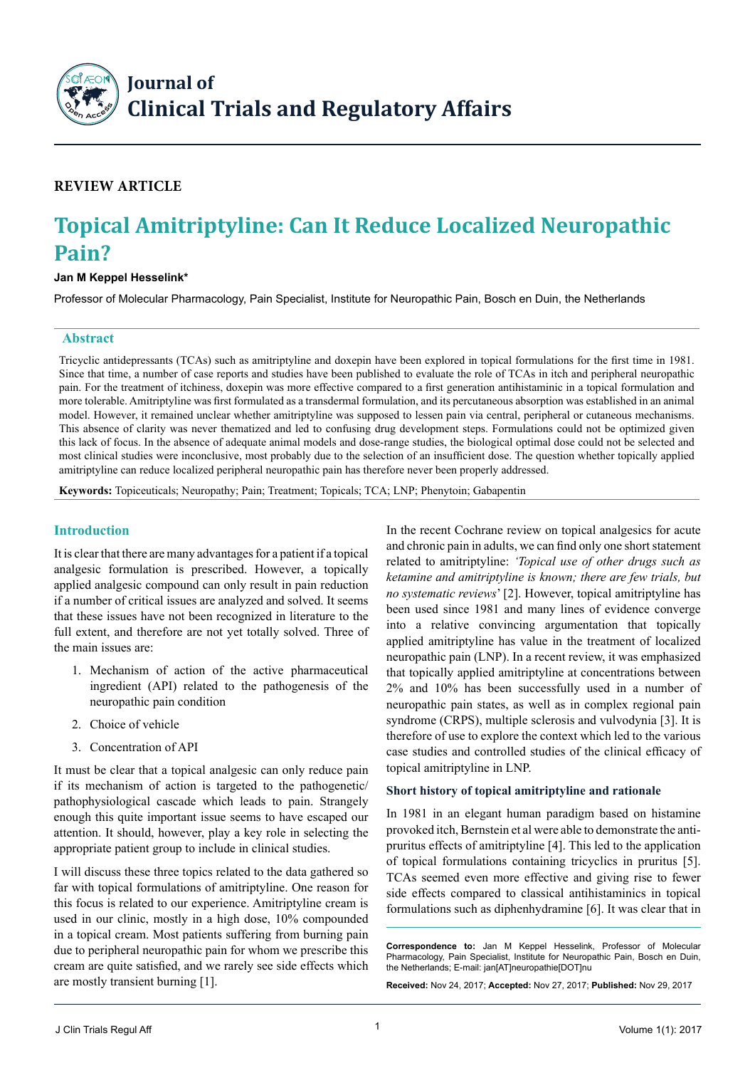# Journal of Clinical Trials and Regulatory Affairs

**REVIEW ARTICLE**

# Topical Amitriptyline: Can It Reduce Localized Neuropathic Pain?

**Jan M Keppel Hesselink***

Professor of Molecular Pharmacology, Pain Specialist, Institute for Neuropathic Pain, Bosch en Duin, the Netherlands

## Abstract

Tricyclic antidepressants (TCAs) such as amitriptyline and doxepin have been explored in topical formulations for the first time in 1981. Since that time, a number of case reports and studies have been published to evaluate the role of TCAs in itch and peripheral neuropathic pain. For the treatment of itchiness, doxepin was more effective compared to a first generation antihistaminic in a topical formulation and more tolerable. Amitriptyline was first formulated as a transdermal formulation, and its percutaneous absorption was established in an animal model. However, it remained unclear whether amitriptyline was supposed to lessen pain via central, peripheral or cutaneous mechanisms. This absence of clarity was never thematized and led to confusing drug development steps. Formulations could not be optimized given this lack of focus. In the absence of adequate animal models and dose-range studies, the biological optimal dose could not be selected and most clinical studies were inconclusive, most probably due to the selection of an insufficient dose. The question whether topically applied amitriptyline can reduce localized peripheral neuropathic pain has therefore never been properly addressed.

**Keywords:** Topiceuticals; Neuropathy; Pain; Treatment; Topicals; TCA; LNP; Phenytoin; Gabapentin

## Introduction

It is clear that there are many advantages for a patient if a topical analgesic formulation is prescribed. However, a topically applied analgesic compound can only result in pain reduction if a number of critical issues are analyzed and solved. It seems that these issues have not been recognized in literature to the full extent, and therefore are not yet totally solved. Three of the main issues are:

1. Mechanism of action of the active pharmaceutical ingredient (API) related to the pathogenesis of the neuropathic pain condition
2. Choice of vehicle
3. Concentration of API

It must be clear that a topical analgesic can only reduce pain if its mechanism of action is targeted to the pathogenetic/pathophysiological cascade which leads to pain. Strangely enough this quite important issue seems to have escaped our attention. It should, however, play a key role in selecting the appropriate patient group to include in clinical studies.

I will discuss these three topics related to the data gathered so far with topical formulations of amitriptyline. One reason for this focus is related to our experience. Amitriptyline cream is used in our clinic, mostly in a high dose, 10% compounded in a topical cream. Most patients suffering from burning pain due to peripheral neuropathic pain for whom we prescribe this cream are quite satisfied, and we rarely see side effects which are mostly transient burning [1].

In the recent Cochrane review on topical analgesics for acute and chronic pain in adults, we can find only one short statement related to amitriptyline: *'Topical use of other drugs such as ketamine and amitriptyline is known; there are few trials, but no systematic reviews'* [2]. However, topical amitriptyline has been used since 1981 and many lines of evidence converge into a relative convincing argumentation that topically applied amitriptyline has value in the treatment of localized neuropathic pain (LNP). In a recent review, it was emphasized that topically applied amitriptyline at concentrations between 2% and 10% has been successfully used in a number of neuropathic pain states, as well as in complex regional pain syndrome (CRPS), multiple sclerosis and vulvodynia [3]. It is therefore of use to explore the context which led to the various case studies and controlled studies of the clinical efficacy of topical amitriptyline in LNP.

### Short history of topical amitriptyline and rationale

In 1981 in an elegant human paradigm based on histamine provoked itch, Bernstein et al were able to demonstrate the anti-pruritus effects of amitriptyline [4]. This led to the application of topical formulations containing tricyclics in pruritus [5]. TCAs seemed even more effective and giving rise to fewer side effects compared to classical antihistaminics in topical formulations such as diphenhydramine [6]. It was clear that in

---

**Correspondence to:** Jan M Keppel Hesselink, Professor of Molecular Pharmacology, Pain Specialist, Institute for Neuropathic Pain, Bosch en Duin, the Netherlands; E-mail: jan[AT]neuropathie[DOT]nu

**Received:** Nov 24, 2017; **Accepted:** Nov 27, 2017; **Published:** Nov 29, 2017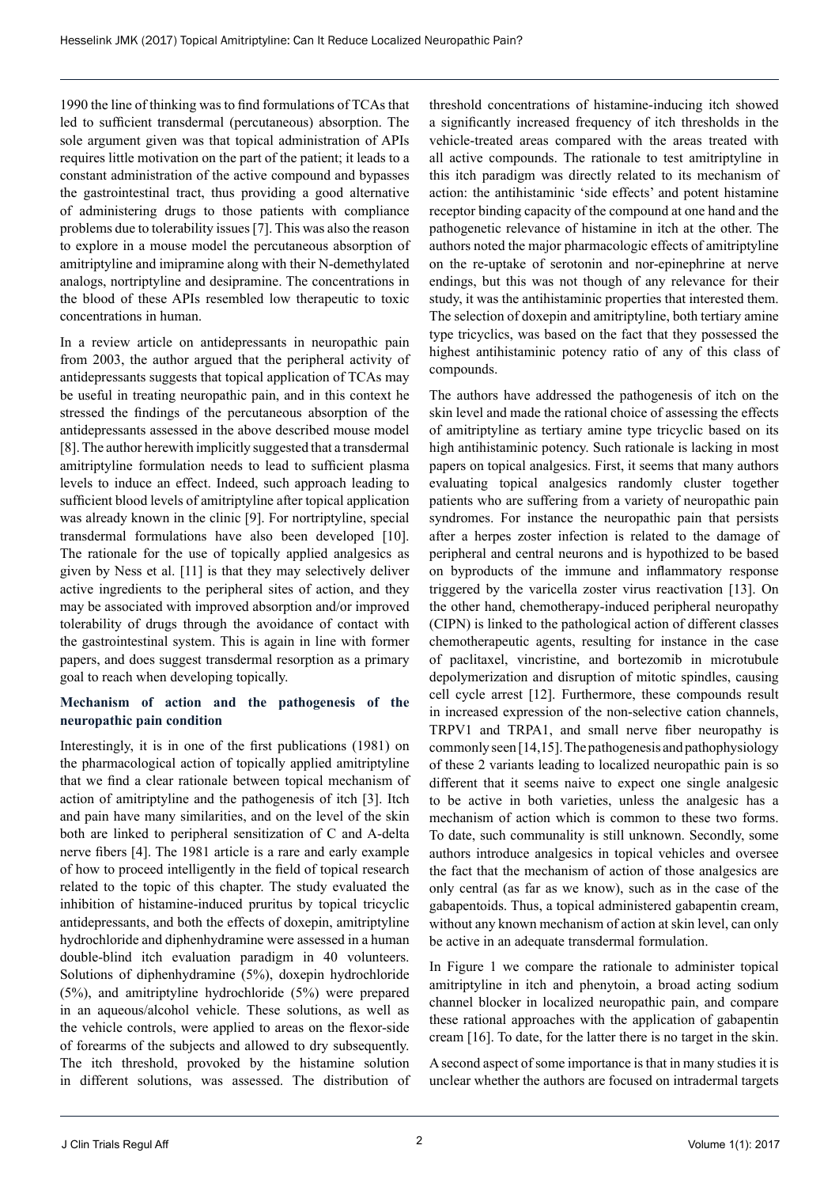1990 the line of thinking was to find formulations of TCAs that led to sufficient transdermal (percutaneous) absorption. The sole argument given was that topical administration of APIs requires little motivation on the part of the patient; it leads to a constant administration of the active compound and bypasses the gastrointestinal tract, thus providing a good alternative of administering drugs to those patients with compliance problems due to tolerability issues [7]. This was also the reason to explore in a mouse model the percutaneous absorption of amitriptyline and imipramine along with their N-demethylated analogs, nortriptyline and desipramine. The concentrations in the blood of these APIs resembled low therapeutic to toxic concentrations in human.

In a review article on antidepressants in neuropathic pain from 2003, the author argued that the peripheral activity of antidepressants suggests that topical application of TCAs may be useful in treating neuropathic pain, and in this context he stressed the findings of the percutaneous absorption of the antidepressants assessed in the above described mouse model [8]. The author herewith implicitly suggested that a transdermal amitriptyline formulation needs to lead to sufficient plasma levels to induce an effect. Indeed, such approach leading to sufficient blood levels of amitriptyline after topical application was already known in the clinic [9]. For nortriptyline, special transdermal formulations have also been developed [10]. The rationale for the use of topically applied analgesics as given by Ness et al. [11] is that they may selectively deliver active ingredients to the peripheral sites of action, and they may be associated with improved absorption and/or improved tolerability of drugs through the avoidance of contact with the gastrointestinal system. This is again in line with former papers, and does suggest transdermal resorption as a primary goal to reach when developing topically.

## Mechanism of action and the pathogenesis of the neuropathic pain condition

Interestingly, it is in one of the first publications (1981) on the pharmacological action of topically applied amitriptyline that we find a clear rationale between topical mechanism of action of amitriptyline and the pathogenesis of itch [3]. Itch and pain have many similarities, and on the level of the skin both are linked to peripheral sensitization of C and A-delta nerve fibers [4]. The 1981 article is a rare and early example of how to proceed intelligently in the field of topical research related to the topic of this chapter. The study evaluated the inhibition of histamine-induced pruritus by topical tricyclic antidepressants, and both the effects of doxepin, amitriptyline hydrochloride and diphenhydramine were assessed in a human double-blind itch evaluation paradigm in 40 volunteers. Solutions of diphenhydramine (5%), doxepin hydrochloride (5%), and amitriptyline hydrochloride (5%) were prepared in an aqueous/alcohol vehicle. These solutions, as well as the vehicle controls, were applied to areas on the flexor-side of forearms of the subjects and allowed to dry subsequently. The itch threshold, provoked by the histamine solution in different solutions, was assessed. The distribution of threshold concentrations of histamine-inducing itch showed a significantly increased frequency of itch thresholds in the vehicle-treated areas compared with the areas treated with all active compounds. The rationale to test amitriptyline in this itch paradigm was directly related to its mechanism of action: the antihistaminic 'side effects' and potent histamine receptor binding capacity of the compound at one hand and the pathogenetic relevance of histamine in itch at the other. The authors noted the major pharmacologic effects of amitriptyline on the re-uptake of serotonin and nor-epinephrine at nerve endings, but this was not though of any relevance for their study, it was the antihistaminic properties that interested them. The selection of doxepin and amitriptyline, both tertiary amine type tricyclics, was based on the fact that they possessed the highest antihistaminic potency ratio of any of this class of compounds.

The authors have addressed the pathogenesis of itch on the skin level and made the rational choice of assessing the effects of amitriptyline as tertiary amine type tricyclic based on its high antihistaminic potency. Such rationale is lacking in most papers on topical analgesics. First, it seems that many authors evaluating topical analgesics randomly cluster together patients who are suffering from a variety of neuropathic pain syndromes. For instance the neuropathic pain that persists after a herpes zoster infection is related to the damage of peripheral and central neurons and is hypothized to be based on byproducts of the immune and inflammatory response triggered by the varicella zoster virus reactivation [13]. On the other hand, chemotherapy-induced peripheral neuropathy (CIPN) is linked to the pathological action of different classes chemotherapeutic agents, resulting for instance in the case of paclitaxel, vincristine, and bortezomib in microtubule depolymerization and disruption of mitotic spindles, causing cell cycle arrest [12]. Furthermore, these compounds result in increased expression of the non-selective cation channels, TRPV1 and TRPA1, and small nerve fiber neuropathy is commonly seen [14,15]. The pathogenesis and pathophysiology of these 2 variants leading to localized neuropathic pain is so different that it seems naive to expect one single analgesic to be active in both varieties, unless the analgesic has a mechanism of action which is common to these two forms. To date, such communality is still unknown. Secondly, some authors introduce analgesics in topical vehicles and oversee the fact that the mechanism of action of those analgesics are only central (as far as we know), such as in the case of the gabapentoids. Thus, a topical administered gabapentin cream, without any known mechanism of action at skin level, can only be active in an adequate transdermal formulation.

In Figure 1 we compare the rationale to administer topical amitriptyline in itch and phenytoin, a broad acting sodium channel blocker in localized neuropathic pain, and compare these rational approaches with the application of gabapentin cream [16]. To date, for the latter there is no target in the skin.

A second aspect of some importance is that in many studies it is unclear whether the authors are focused on intradermal targets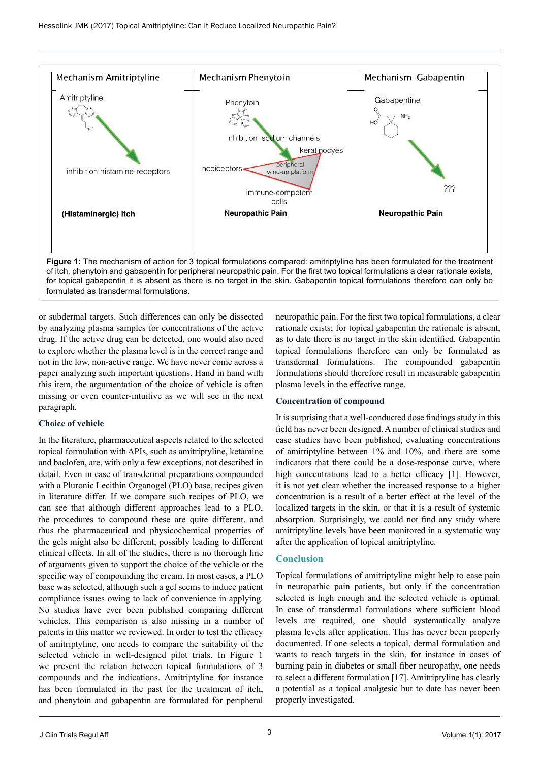| Mechanism Amitriptyline | Mechanism Phenytoin | Mechanism Gabapentin |
| --- | --- | --- |
| Amitriptyline | Phenytoin | Gabapentine |
| inhibition histamine-receptors | inhibition sodium channels; keratinocyes; nociceptors; peripheral wind-up platform; immune-competent cells | ??? |
| (Histaminergic) Itch | Neuropathic Pain | Neuropathic Pain |

**Figure 1:** The mechanism of action for 3 topical formulations compared: amitriptyline has been formulated for the treatment of itch, phenytoin and gabapentin for peripheral neuropathic pain. For the first two topical formulations a clear rationale exists, for topical gabapentin it is absent as there is no target in the skin. Gabapentin topical formulations therefore can only be formulated as transdermal formulations.

or subdermal targets. Such differences can only be dissected by analyzing plasma samples for concentrations of the active drug. If the active drug can be detected, one would also need to explore whether the plasma level is in the correct range and not in the low, non-active range. We have never come across a paper analyzing such important questions. Hand in hand with this item, the argumentation of the choice of vehicle is often missing or even counter-intuitive as we will see in the next paragraph.

### Choice of vehicle

In the literature, pharmaceutical aspects related to the selected topical formulation with APIs, such as amitriptyline, ketamine and baclofen, are, with only a few exceptions, not described in detail. Even in case of transdermal preparations compounded with a Pluronic Lecithin Organogel (PLO) base, recipes given in literature differ. If we compare such recipes of PLO, we can see that although different approaches lead to a PLO, the procedures to compound these are quite different, and thus the pharmaceutical and physicochemical properties of the gels might also be different, possibly leading to different clinical effects. In all of the studies, there is no thorough line of arguments given to support the choice of the vehicle or the specific way of compounding the cream. In most cases, a PLO base was selected, although such a gel seems to induce patient compliance issues owing to lack of convenience in applying. No studies have ever been published comparing different vehicles. This comparison is also missing in a number of patents in this matter we reviewed. In order to test the efficacy of amitriptyline, one needs to compare the suitability of the selected vehicle in well-designed pilot trials. In Figure 1 we present the relation between topical formulations of 3 compounds and the indications. Amitriptyline for instance has been formulated in the past for the treatment of itch, and phenytoin and gabapentin are formulated for peripheral neuropathic pain. For the first two topical formulations, a clear rationale exists; for topical gabapentin the rationale is absent, as to date there is no target in the skin identified. Gabapentin topical formulations therefore can only be formulated as transdermal formulations. The compounded gabapentin formulations should therefore result in measurable gabapentin plasma levels in the effective range.

### Concentration of compound

It is surprising that a well-conducted dose findings study in this field has never been designed. A number of clinical studies and case studies have been published, evaluating concentrations of amitriptyline between 1% and 10%, and there are some indicators that there could be a dose-response curve, where high concentrations lead to a better efficacy [1]. However, it is not yet clear whether the increased response to a higher concentration is a result of a better effect at the level of the localized targets in the skin, or that it is a result of systemic absorption. Surprisingly, we could not find any study where amitriptyline levels have been monitored in a systematic way after the application of topical amitriptyline.

## Conclusion

Topical formulations of amitriptyline might help to ease pain in neuropathic pain patients, but only if the concentration selected is high enough and the selected vehicle is optimal. In case of transdermal formulations where sufficient blood levels are required, one should systematically analyze plasma levels after application. This has never been properly documented. If one selects a topical, dermal formulation and wants to reach targets in the skin, for instance in cases of burning pain in diabetes or small fiber neuropathy, one needs to select a different formulation [17]. Amitriptyline has clearly a potential as a topical analgesic but to date has never been properly investigated.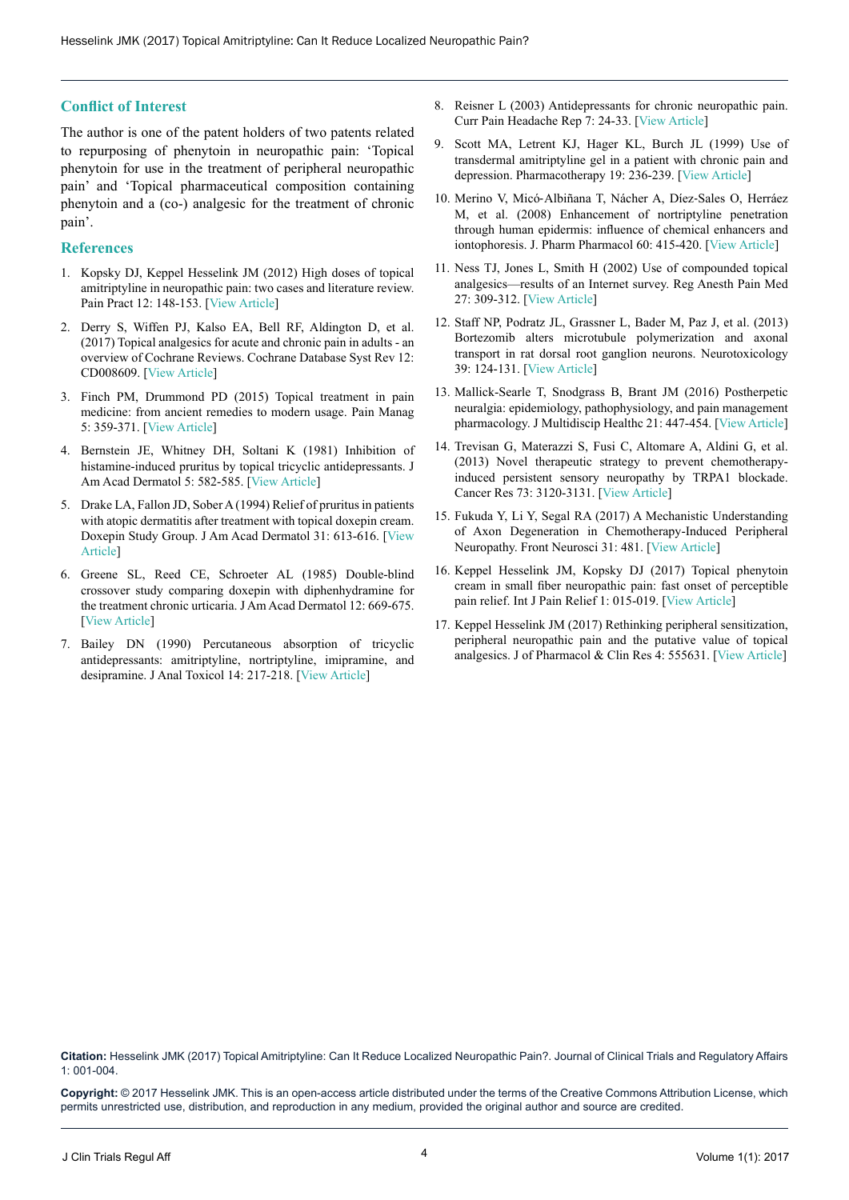## Conflict of Interest

The author is one of the patent holders of two patents related to repurposing of phenytoin in neuropathic pain: 'Topical phenytoin for use in the treatment of peripheral neuropathic pain' and 'Topical pharmaceutical composition containing phenytoin and a (co-) analgesic for the treatment of chronic pain'.

## References

1. Kopsky DJ, Keppel Hesselink JM (2012) High doses of topical amitriptyline in neuropathic pain: two cases and literature review. Pain Pract 12: 148-153. [View Article]
2. Derry S, Wiffen PJ, Kalso EA, Bell RF, Aldington D, et al. (2017) Topical analgesics for acute and chronic pain in adults - an overview of Cochrane Reviews. Cochrane Database Syst Rev 12: CD008609. [View Article]
3. Finch PM, Drummond PD (2015) Topical treatment in pain medicine: from ancient remedies to modern usage. Pain Manag 5: 359-371. [View Article]
4. Bernstein JE, Whitney DH, Soltani K (1981) Inhibition of histamine-induced pruritus by topical tricyclic antidepressants. J Am Acad Dermatol 5: 582-585. [View Article]
5. Drake LA, Fallon JD, Sober A (1994) Relief of pruritus in patients with atopic dermatitis after treatment with topical doxepin cream. Doxepin Study Group. J Am Acad Dermatol 31: 613-616. [View Article]
6. Greene SL, Reed CE, Schroeter AL (1985) Double-blind crossover study comparing doxepin with diphenhydramine for the treatment chronic urticaria. J Am Acad Dermatol 12: 669-675. [View Article]
7. Bailey DN (1990) Percutaneous absorption of tricyclic antidepressants: amitriptyline, nortriptyline, imipramine, and desipramine. J Anal Toxicol 14: 217-218. [View Article]
8. Reisner L (2003) Antidepressants for chronic neuropathic pain. Curr Pain Headache Rep 7: 24-33. [View Article]
9. Scott MA, Letrent KJ, Hager KL, Burch JL (1999) Use of transdermal amitriptyline gel in a patient with chronic pain and depression. Pharmacotherapy 19: 236-239. [View Article]
10. Merino V, Micó-Albiñana T, Nácher A, Díez-Sales O, Herráez M, et al. (2008) Enhancement of nortriptyline penetration through human epidermis: influence of chemical enhancers and iontophoresis. J. Pharm Pharmacol 60: 415-420. [View Article]
11. Ness TJ, Jones L, Smith H (2002) Use of compounded topical analgesics—results of an Internet survey. Reg Anesth Pain Med 27: 309-312. [View Article]
12. Staff NP, Podratz JL, Grassner L, Bader M, Paz J, et al. (2013) Bortezomib alters microtubule polymerization and axonal transport in rat dorsal root ganglion neurons. Neurotoxicology 39: 124-131. [View Article]
13. Mallick-Searle T, Snodgrass B, Brant JM (2016) Postherpetic neuralgia: epidemiology, pathophysiology, and pain management pharmacology. J Multidiscip Healthc 21: 447-454. [View Article]
14. Trevisan G, Materazzi S, Fusi C, Altomare A, Aldini G, et al. (2013) Novel therapeutic strategy to prevent chemotherapy-induced persistent sensory neuropathy by TRPA1 blockade. Cancer Res 73: 3120-3131. [View Article]
15. Fukuda Y, Li Y, Segal RA (2017) A Mechanistic Understanding of Axon Degeneration in Chemotherapy-Induced Peripheral Neuropathy. Front Neurosci 31: 481. [View Article]
16. Keppel Hesselink JM, Kopsky DJ (2017) Topical phenytoin cream in small fiber neuropathic pain: fast onset of perceptible pain relief. Int J Pain Relief 1: 015-019. [View Article]
17. Keppel Hesselink JM (2017) Rethinking peripheral sensitization, peripheral neuropathic pain and the putative value of topical analgesics. J of Pharmacol & Clin Res 4: 555631. [View Article]

**Citation:** Hesselink JMK (2017) Topical Amitriptyline: Can It Reduce Localized Neuropathic Pain?. Journal of Clinical Trials and Regulatory Affairs 1: 001-004.

**Copyright:** © 2017 Hesselink JMK. This is an open-access article distributed under the terms of the Creative Commons Attribution License, which permits unrestricted use, distribution, and reproduction in any medium, provided the original author and source are credited.